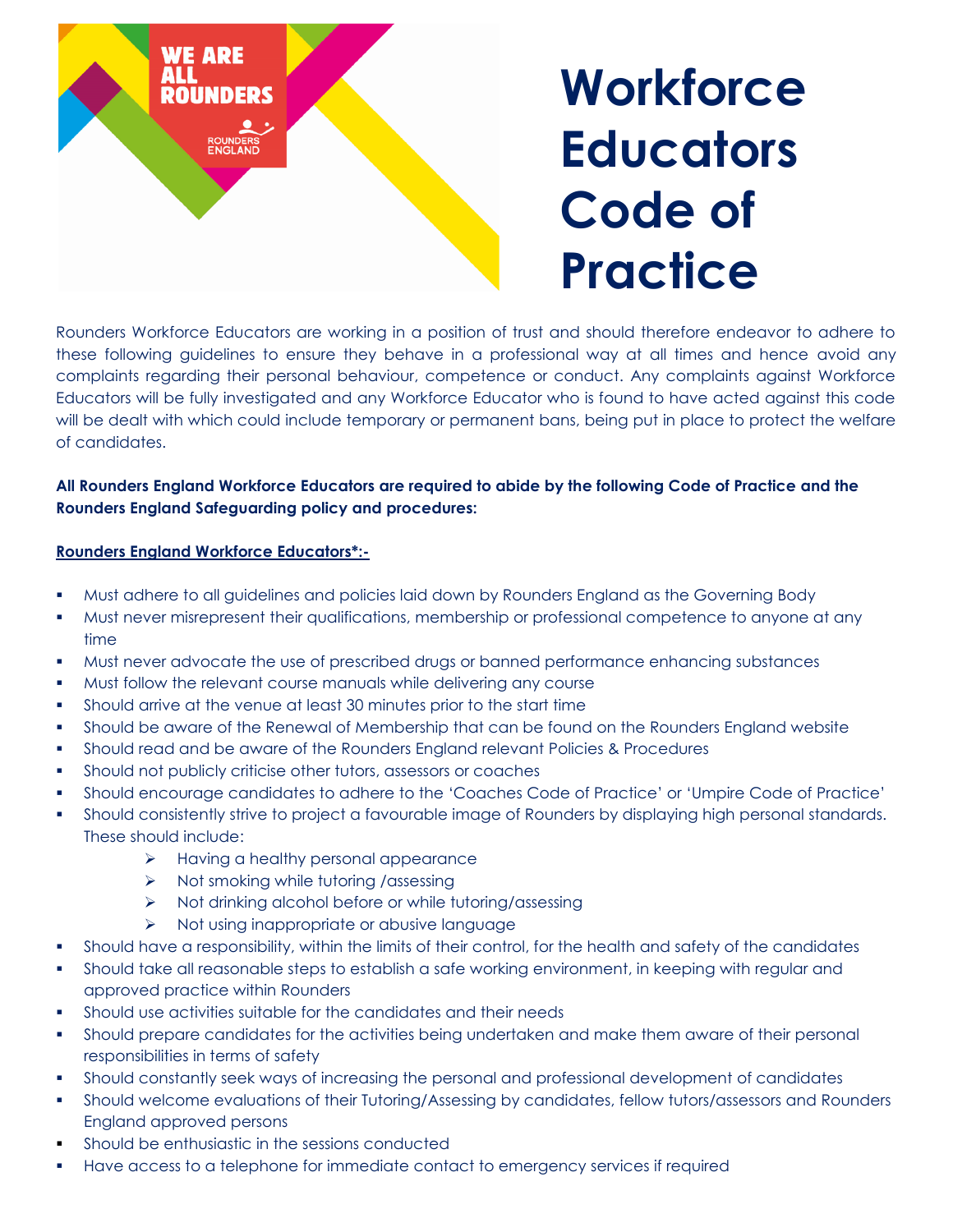# Workforce Educators Code of Practice

Rounders Workforce Educators are working in a position of trust and should therefore endeavor to adhere to these following guidelines to ensure they behave in a professional way at all times and hence avoid any complaints regarding their personal behaviour, competence or conduct. Any complaints against Workforce Educators will be fully investigated and any Workforce Educator who is found to have acted against this code will be dealt with which could include temporary or permanent bans, being put in place to protect the welfare of candidates.

**All Rounders England Workforce Educators are required to abide by the following Code of Practice and the Rounders England Safeguarding policy and procedures:**

**Rounders England Workforce Educators*:-**

- Must adhere to all guidelines and policies laid down by Rounders England as the Governing Body
- Must never misrepresent their qualifications, membership or professional competence to anyone at any time
- Must never advocate the use of prescribed drugs or banned performance enhancing substances
- Must follow the relevant course manuals while delivering any course
- Should arrive at the venue at least 30 minutes prior to the start time
- Should be aware of the Renewal of Membership that can be found on the Rounders England website
- Should read and be aware of the Rounders England relevant Policies & Procedures
- Should not publicly criticise other tutors, assessors or coaches
- Should encourage candidates to adhere to the 'Coaches Code of Practice' or 'Umpire Code of Practice'
- Should consistently strive to project a favourable image of Rounders by displaying high personal standards. These should include:
  - Having a healthy personal appearance
  - Not smoking while tutoring /assessing
  - Not drinking alcohol before or while tutoring/assessing
  - Not using inappropriate or abusive language
- Should have a responsibility, within the limits of their control, for the health and safety of the candidates
- Should take all reasonable steps to establish a safe working environment, in keeping with regular and approved practice within Rounders
- Should use activities suitable for the candidates and their needs
- Should prepare candidates for the activities being undertaken and make them aware of their personal responsibilities in terms of safety
- Should constantly seek ways of increasing the personal and professional development of candidates
- Should welcome evaluations of their Tutoring/Assessing by candidates, fellow tutors/assessors and Rounders England approved persons
- Should be enthusiastic in the sessions conducted
- Have access to a telephone for immediate contact to emergency services if required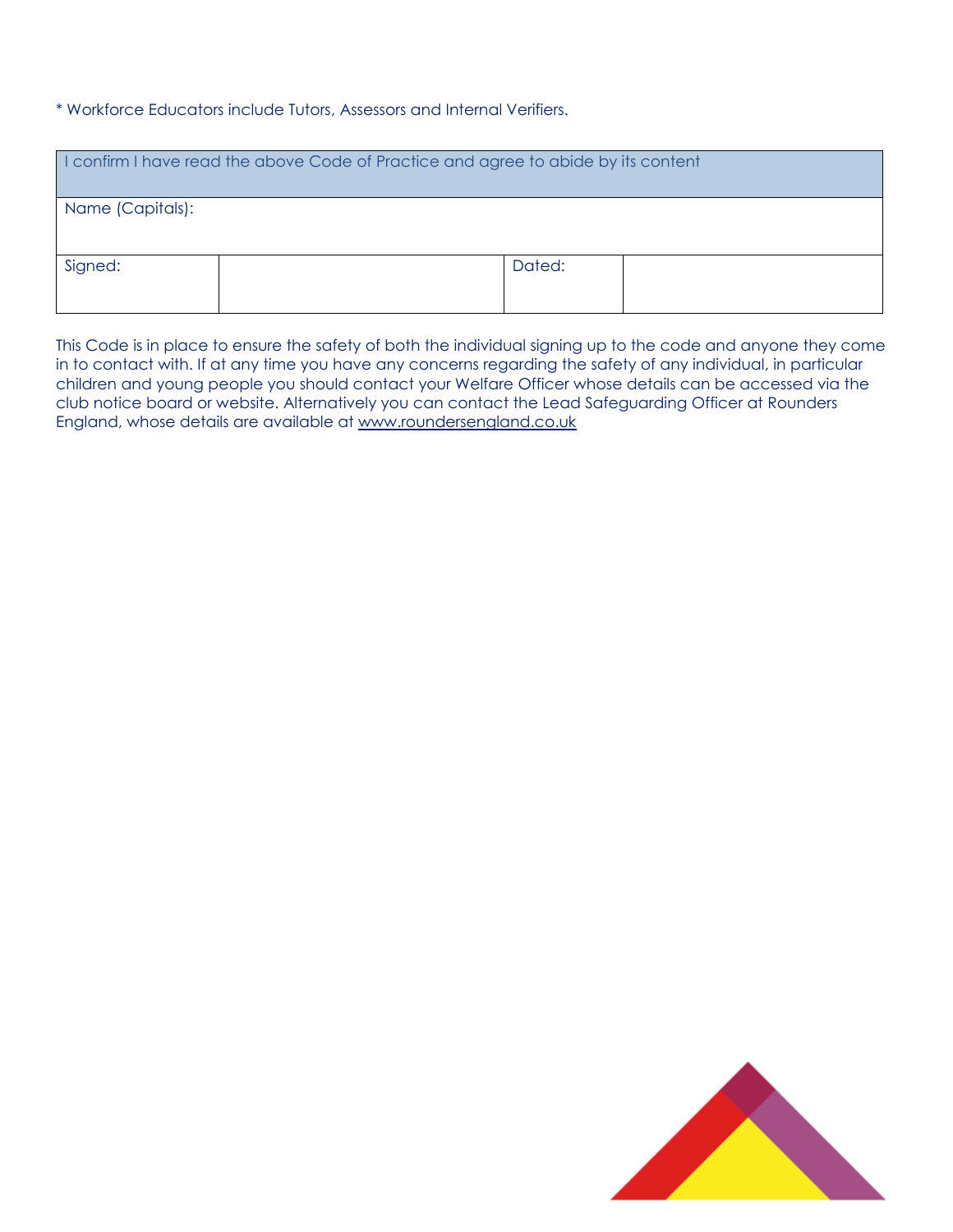* Workforce Educators include Tutors, Assessors and Internal Verifiers.

| I confirm I have read the above Code of Practice and agree to abide by its content | | | |
|---|---|---|---|
| Name (Capitals): | | | |
| Signed: | | Dated: | |

This Code is in place to ensure the safety of both the individual signing up to the code and anyone they come in to contact with. If at any time you have any concerns regarding the safety of any individual, in particular children and young people you should contact your Welfare Officer whose details can be accessed via the club notice board or website. Alternatively you can contact the Lead Safeguarding Officer at Rounders England, whose details are available at www.roundersengland.co.uk